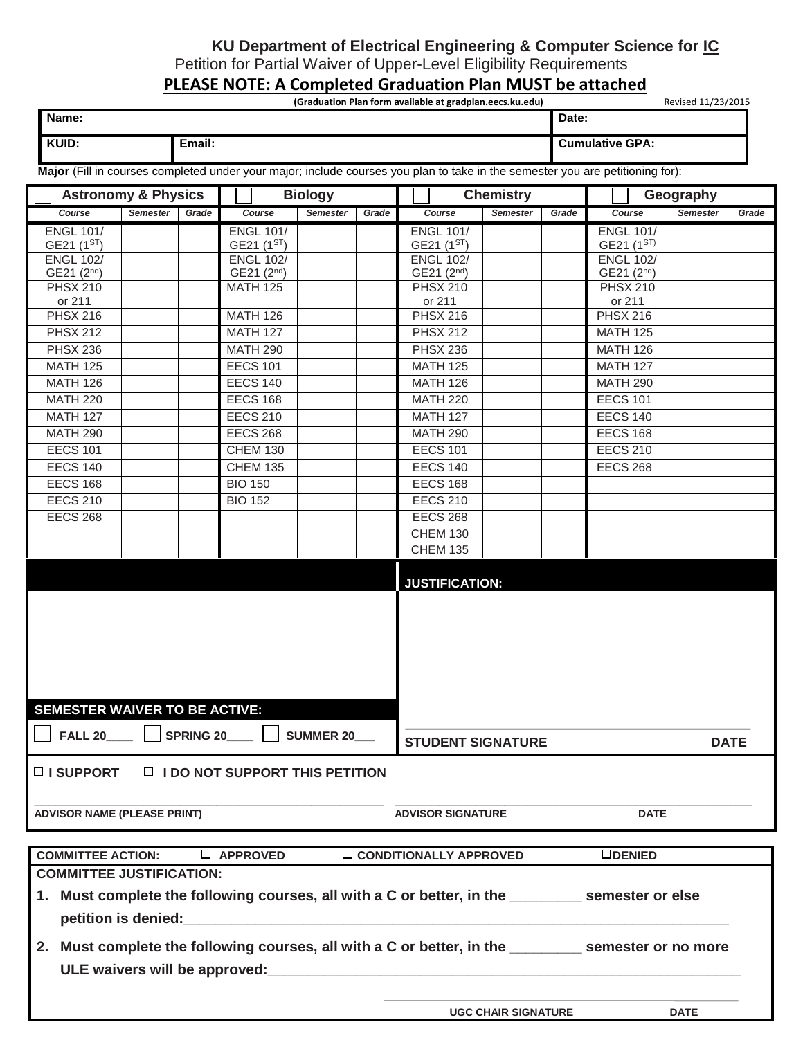# KU Department of Electrical Engineering & Computer Science for IC

Petition for Partial Waiver of Upper-Level Eligibility Requirements

**PLEASE NOTE: A Completed Graduation Plan MUST be attached**

**(Graduation Plan form available at gradplan.eecs.ku.edu)** Revised 11/23/2015

| Name: | | Date: |
|---|---|---|
| KUID: | Email: | Cumulative GPA: |

**Major** (Fill in courses completed under your major; include courses you plan to take in the semester you are petitioning for):

| ☐ Astronomy & Physics | | | ☐ Biology | | | ☐ Chemistry | | | ☐ Geography | | |
|---|---|---|---|---|---|---|---|---|---|---|---|
| *Course* | *Semester* | *Grade* | *Course* | *Semester* | *Grade* | *Course* | *Semester* | *Grade* | *Course* | *Semester* | *Grade* |
| ENGL 101/ GE21 (1ST) | | | ENGL 101/ GE21 (1ST) | | | ENGL 101/ GE21 (1ST) | | | ENGL 101/ GE21 (1ST) | | |
| ENGL 102/ GE21 (2nd) | | | ENGL 102/ GE21 (2nd) | | | ENGL 102/ GE21 (2nd) | | | ENGL 102/ GE21 (2nd) | | |
| PHSX 210 or 211 | | | MATH 125 | | | PHSX 210 or 211 | | | PHSX 210 or 211 | | |
| PHSX 216 | | | MATH 126 | | | PHSX 216 | | | PHSX 216 | | |
| PHSX 212 | | | MATH 127 | | | PHSX 212 | | | MATH 125 | | |
| PHSX 236 | | | MATH 290 | | | PHSX 236 | | | MATH 126 | | |
| MATH 125 | | | EECS 101 | | | MATH 125 | | | MATH 127 | | |
| MATH 126 | | | EECS 140 | | | MATH 126 | | | MATH 290 | | |
| MATH 220 | | | EECS 168 | | | MATH 220 | | | EECS 101 | | |
| MATH 127 | | | EECS 210 | | | MATH 127 | | | EECS 140 | | |
| MATH 290 | | | EECS 268 | | | MATH 290 | | | EECS 168 | | |
| EECS 101 | | | CHEM 130 | | | EECS 101 | | | EECS 210 | | |
| EECS 140 | | | CHEM 135 | | | EECS 140 | | | EECS 268 | | |
| EECS 168 | | | BIO 150 | | | EECS 168 | | | | | |
| EECS 210 | | | BIO 152 | | | EECS 210 | | | | | |
| EECS 268 | | | | | | EECS 268 | | | | | |
| | | | | | | CHEM 130 | | | | | |
| | | | | | | CHEM 135 | | | | | |

**JUSTIFICATION:**

**SEMESTER WAIVER TO BE ACTIVE:**

☐ **FALL 20____** ☐ **SPRING 20____** ☐ **SUMMER 20___**

**STUDENT SIGNATURE** **DATE**

☐ **I SUPPORT** ☐ **I DO NOT SUPPORT THIS PETITION**

**ADVISOR NAME (PLEASE PRINT)** **ADVISOR SIGNATURE** **DATE**

**COMMITTEE ACTION:** ☐ **APPROVED** ☐ **CONDITIONALLY APPROVED** ☐ **DENIED**

**COMMITTEE JUSTIFICATION:**

1. **Must complete the following courses, all with a C or better, in the _________ semester or else petition is denied:_________________________________________________**
2. **Must complete the following courses, all with a C or better, in the _________ semester or no more ULE waivers will be approved:_________________________________________**

**UGC CHAIR SIGNATURE** **DATE**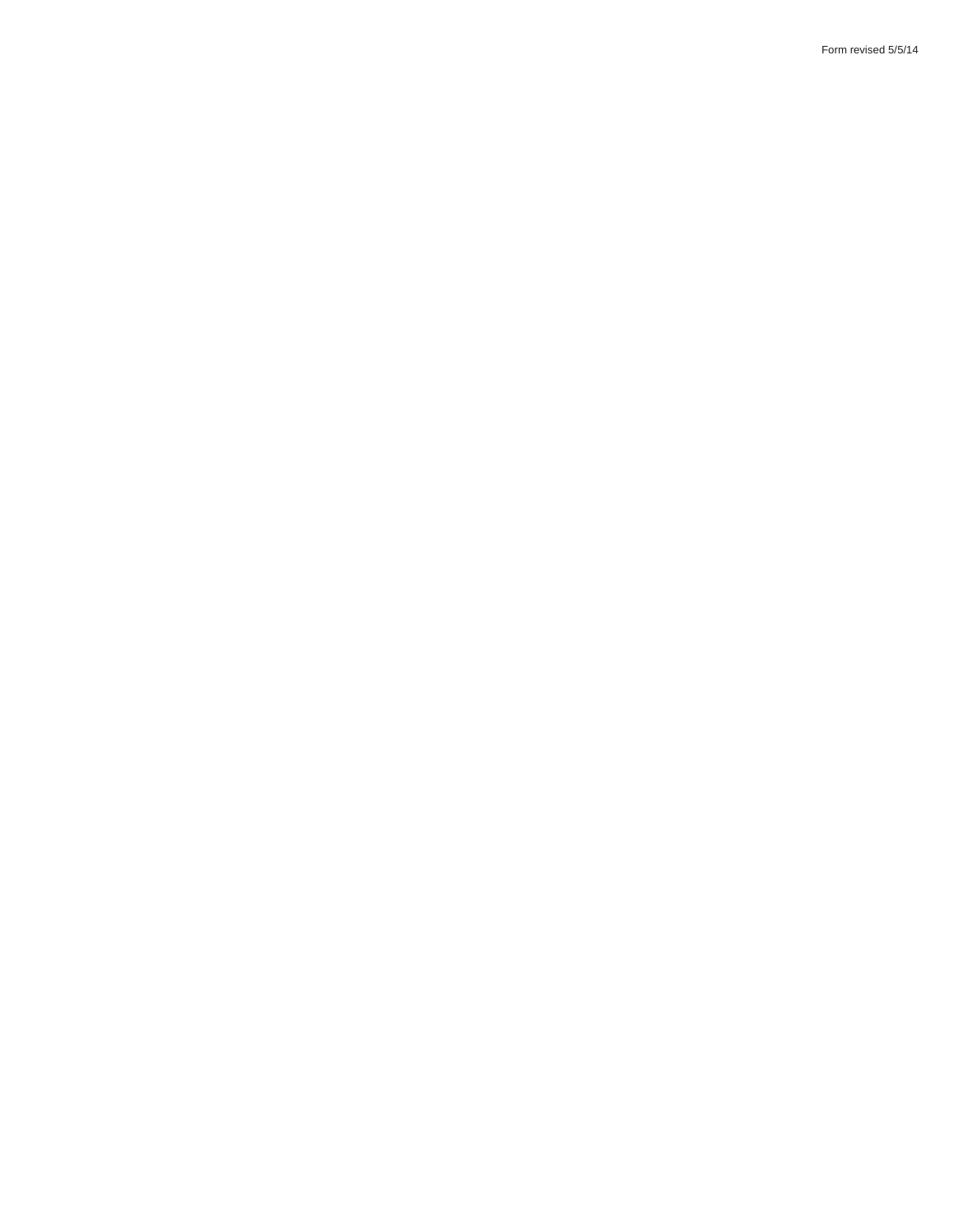Form revised 5/5/14